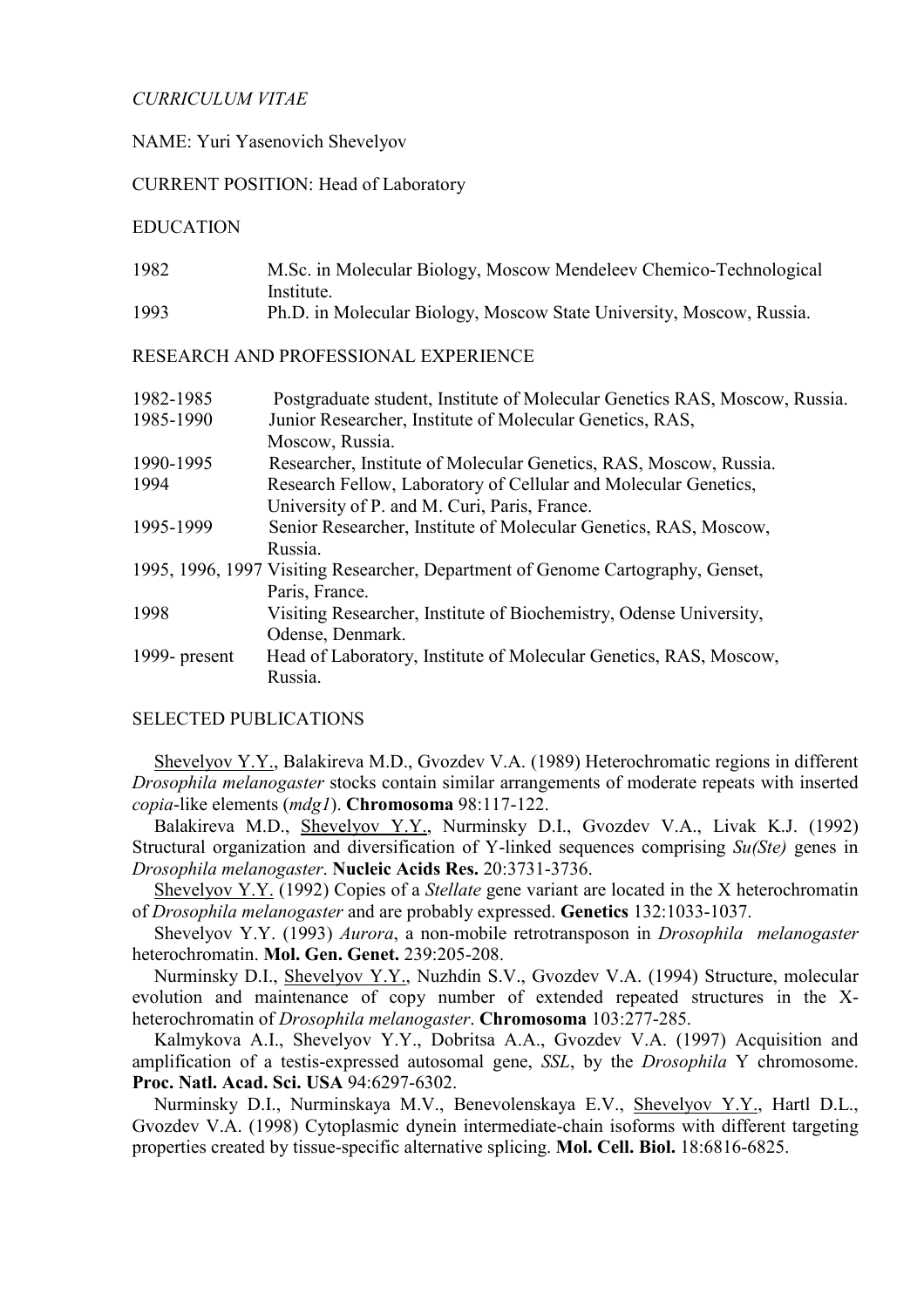*CURRICULUM VITAE*

NAME: Yuri Yasenovich Shevelyov

CURRENT POSITION: Head of Laboratory

EDUCATION

| | |
|---|---|
| 1982 | M.Sc. in Molecular Biology, Moscow Mendeleev Chemico-Technological Institute. |
| 1993 | Ph.D. in Molecular Biology, Moscow State University, Moscow, Russia. |

RESEARCH AND PROFESSIONAL EXPERIENCE

| | |
|---|---|
| 1982-1985 | Postgraduate student, Institute of Molecular Genetics RAS, Moscow, Russia. |
| 1985-1990 | Junior Researcher, Institute of Molecular Genetics, RAS, Moscow, Russia. |
| 1990-1995 | Researcher, Institute of Molecular Genetics, RAS, Moscow, Russia. |
| 1994 | Research Fellow, Laboratory of Cellular and Molecular Genetics, University of P. and M. Curi, Paris, France. |
| 1995-1999 | Senior Researcher, Institute of Molecular Genetics, RAS, Moscow, Russia. |
| 1995, 1996, 1997 | Visiting Researcher, Department of Genome Cartography, Genset, Paris, France. |
| 1998 | Visiting Researcher, Institute of Biochemistry, Odense University, Odense, Denmark. |
| 1999- present | Head of Laboratory, Institute of Molecular Genetics, RAS, Moscow, Russia. |

SELECTED PUBLICATIONS

<u>Shevelyov Y.Y.</u>, Balakireva M.D., Gvozdev V.A. (1989) Heterochromatic regions in different *Drosophila melanogaster* stocks contain similar arrangements of moderate repeats with inserted *copia*-like elements (*mdg1*). **Chromosoma** 98:117-122.

Balakireva M.D., <u>Shevelyov Y.Y.</u>, Nurminsky D.I., Gvozdev V.A., Livak K.J. (1992) Structural organization and diversification of Y-linked sequences comprising *Su(Ste)* genes in *Drosophila melanogaster*. **Nucleic Acids Res.** 20:3731-3736.

<u>Shevelyov Y.Y.</u> (1992) Copies of a *Stellate* gene variant are located in the X heterochromatin of *Drosophila melanogaster* and are probably expressed. **Genetics** 132:1033-1037.

Shevelyov Y.Y. (1993) *Aurora*, a non-mobile retrotransposon in *Drosophila melanogaster* heterochromatin. **Mol. Gen. Genet.** 239:205-208.

Nurminsky D.I., <u>Shevelyov Y.Y.</u>, Nuzhdin S.V., Gvozdev V.A. (1994) Structure, molecular evolution and maintenance of copy number of extended repeated structures in the X-heterochromatin of *Drosophila melanogaster*. **Chromosoma** 103:277-285.

Kalmykova A.I., Shevelyov Y.Y., Dobritsa A.A., Gvozdev V.A. (1997) Acquisition and amplification of a testis-expressed autosomal gene, *SSL*, by the *Drosophila* Y chromosome. **Proc. Natl. Acad. Sci. USA** 94:6297-6302.

Nurminsky D.I., Nurminskaya M.V., Benevolenskaya E.V., <u>Shevelyov Y.Y.</u>, Hartl D.L., Gvozdev V.A. (1998) Cytoplasmic dynein intermediate-chain isoforms with different targeting properties created by tissue-specific alternative splicing. **Mol. Cell. Biol.** 18:6816-6825.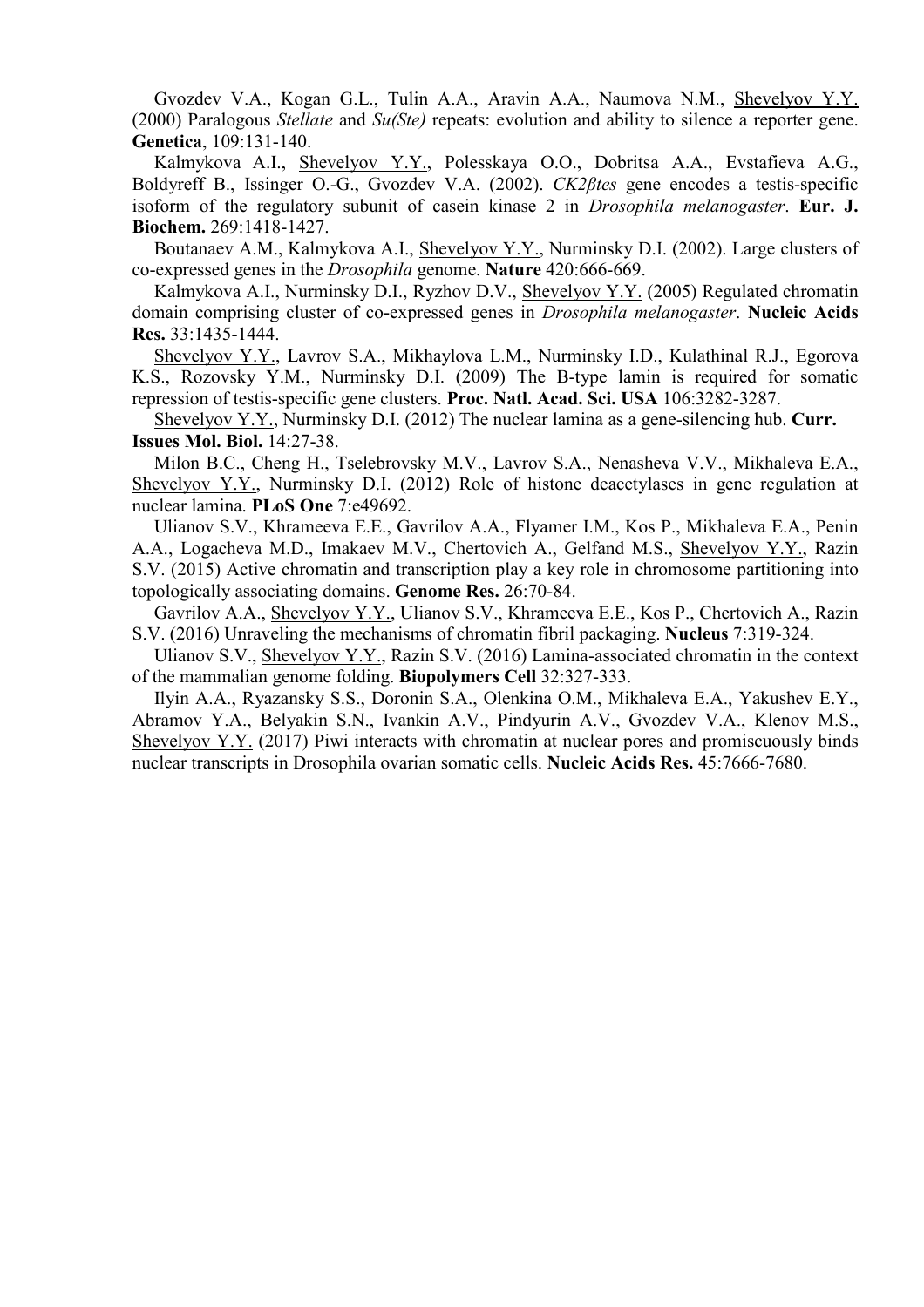Gvozdev V.A., Kogan G.L., Tulin A.A., Aravin A.A., Naumova N.M., <u>Shevelyov Y.Y.</u> (2000) Paralogous *Stellate* and *Su(Ste)* repeats: evolution and ability to silence a reporter gene. **Genetica**, 109:131-140.

Kalmykova A.I., <u>Shevelyov Y.Y.</u>, Polesskaya O.O., Dobritsa A.A., Evstafieva A.G., Boldyreff B., Issinger O.-G., Gvozdev V.A. (2002). *CK2βtes* gene encodes a testis-specific isoform of the regulatory subunit of casein kinase 2 in *Drosophila melanogaster*. **Eur. J. Biochem.** 269:1418-1427.

Boutanaev A.M., Kalmykova A.I., <u>Shevelyov Y.Y.</u>, Nurminsky D.I. (2002). Large clusters of co-expressed genes in the *Drosophila* genome. **Nature** 420:666-669.

Kalmykova A.I., Nurminsky D.I., Ryzhov D.V., <u>Shevelyov Y.Y.</u> (2005) Regulated chromatin domain comprising cluster of co-expressed genes in *Drosophila melanogaster*. **Nucleic Acids Res.** 33:1435-1444.

<u>Shevelyov Y.Y.</u>, Lavrov S.A., Mikhaylova L.M., Nurminsky I.D., Kulathinal R.J., Egorova K.S., Rozovsky Y.M., Nurminsky D.I. (2009) The B-type lamin is required for somatic repression of testis-specific gene clusters. **Proc. Natl. Acad. Sci. USA** 106:3282-3287.

<u>Shevelyov Y.Y.</u>, Nurminsky D.I. (2012) The nuclear lamina as a gene-silencing hub. **Curr. Issues Mol. Biol.** 14:27-38.

Milon B.C., Cheng H., Tselebrovsky M.V., Lavrov S.A., Nenasheva V.V., Mikhaleva E.A., <u>Shevelyov Y.Y.</u>, Nurminsky D.I. (2012) Role of histone deacetylases in gene regulation at nuclear lamina. **PLoS One** 7:e49692.

Ulianov S.V., Khrameeva E.E., Gavrilov A.A., Flyamer I.M., Kos P., Mikhaleva E.A., Penin A.A., Logacheva M.D., Imakaev M.V., Chertovich A., Gelfand M.S., <u>Shevelyov Y.Y.</u>, Razin S.V. (2015) Active chromatin and transcription play a key role in chromosome partitioning into topologically associating domains. **Genome Res.** 26:70-84.

Gavrilov A.A., <u>Shevelyov Y.Y.</u>, Ulianov S.V., Khrameeva E.E., Kos P., Chertovich A., Razin S.V. (2016) Unraveling the mechanisms of chromatin fibril packaging. **Nucleus** 7:319-324.

Ulianov S.V., <u>Shevelyov Y.Y.</u>, Razin S.V. (2016) Lamina-associated chromatin in the context of the mammalian genome folding. **Biopolymers Cell** 32:327-333.

Ilyin A.A., Ryazansky S.S., Doronin S.A., Olenkina O.M., Mikhaleva E.A., Yakushev E.Y., Abramov Y.A., Belyakin S.N., Ivankin A.V., Pindyurin A.V., Gvozdev V.A., Klenov M.S., <u>Shevelyov Y.Y.</u> (2017) Piwi interacts with chromatin at nuclear pores and promiscuously binds nuclear transcripts in Drosophila ovarian somatic cells. **Nucleic Acids Res.** 45:7666-7680.